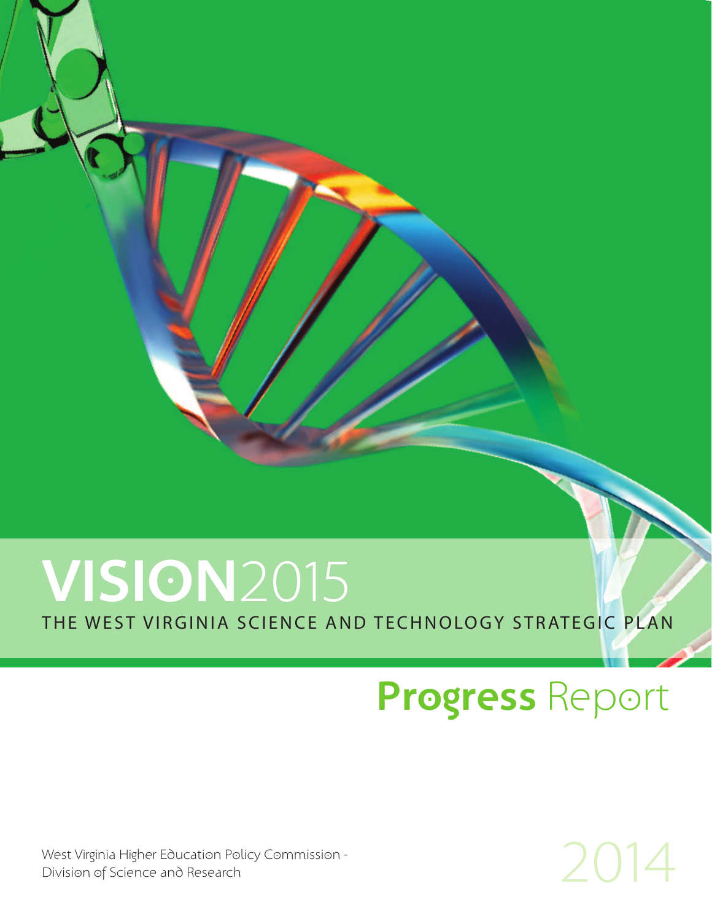# VISION2015

THE WEST VIRGINIA SCIENCE AND TECHNOLOGY STRATEGIC PLAN

## Progress Report

West Virginia Higher Education Policy Commission -
Division of Science and Research

2014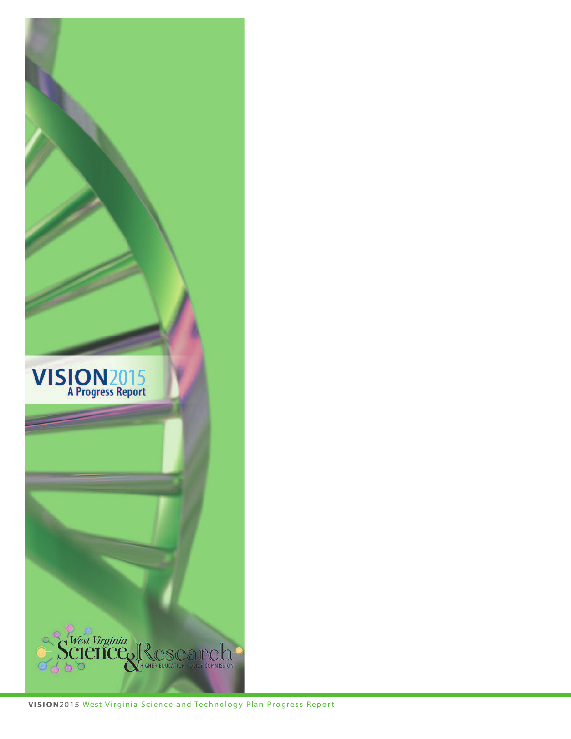# VISION2015

## A Progress Report

West Virginia Science & Research

HIGHER EDUCATION POLICY COMMISSION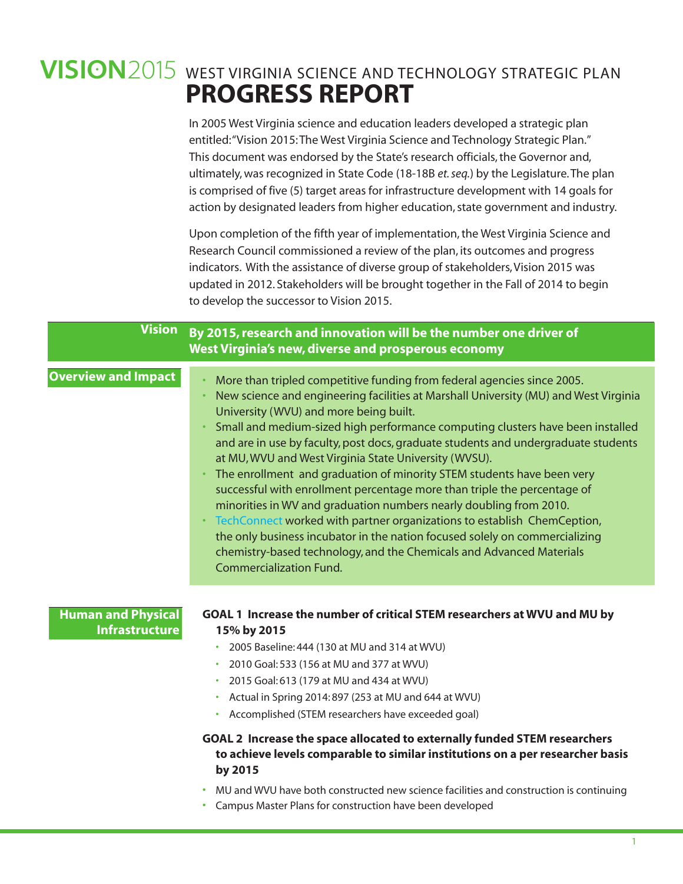# VISION2015 WEST VIRGINIA SCIENCE AND TECHNOLOGY STRATEGIC PLAN

# PROGRESS REPORT

In 2005 West Virginia science and education leaders developed a strategic plan entitled: "Vision 2015: The West Virginia Science and Technology Strategic Plan." This document was endorsed by the State's research officials, the Governor and, ultimately, was recognized in State Code (18-18B *et. seq.*) by the Legislature. The plan is comprised of five (5) target areas for infrastructure development with 14 goals for action by designated leaders from higher education, state government and industry.

Upon completion of the fifth year of implementation, the West Virginia Science and Research Council commissioned a review of the plan, its outcomes and progress indicators. With the assistance of diverse group of stakeholders, Vision 2015 was updated in 2012. Stakeholders will be brought together in the Fall of 2014 to begin to develop the successor to Vision 2015.

## Vision

**By 2015, research and innovation will be the number one driver of West Virginia's new, diverse and prosperous economy**

## Overview and Impact

- More than tripled competitive funding from federal agencies since 2005.
- New science and engineering facilities at Marshall University (MU) and West Virginia University (WVU) and more being built.
- Small and medium-sized high performance computing clusters have been installed and are in use by faculty, post docs, graduate students and undergraduate students at MU, WVU and West Virginia State University (WVSU).
- The enrollment and graduation of minority STEM students have been very successful with enrollment percentage more than triple the percentage of minorities in WV and graduation numbers nearly doubling from 2010.
- TechConnect worked with partner organizations to establish ChemCeption, the only business incubator in the nation focused solely on commercializing chemistry-based technology, and the Chemicals and Advanced Materials Commercialization Fund.

## Human and Physical Infrastructure

**GOAL 1 Increase the number of critical STEM researchers at WVU and MU by 15% by 2015**

- 2005 Baseline: 444 (130 at MU and 314 at WVU)
- 2010 Goal: 533 (156 at MU and 377 at WVU)
- 2015 Goal: 613 (179 at MU and 434 at WVU)
- Actual in Spring 2014: 897 (253 at MU and 644 at WVU)
- Accomplished (STEM researchers have exceeded goal)

**GOAL 2 Increase the space allocated to externally funded STEM researchers to achieve levels comparable to similar institutions on a per researcher basis by 2015**

- MU and WVU have both constructed new science facilities and construction is continuing
- Campus Master Plans for construction have been developed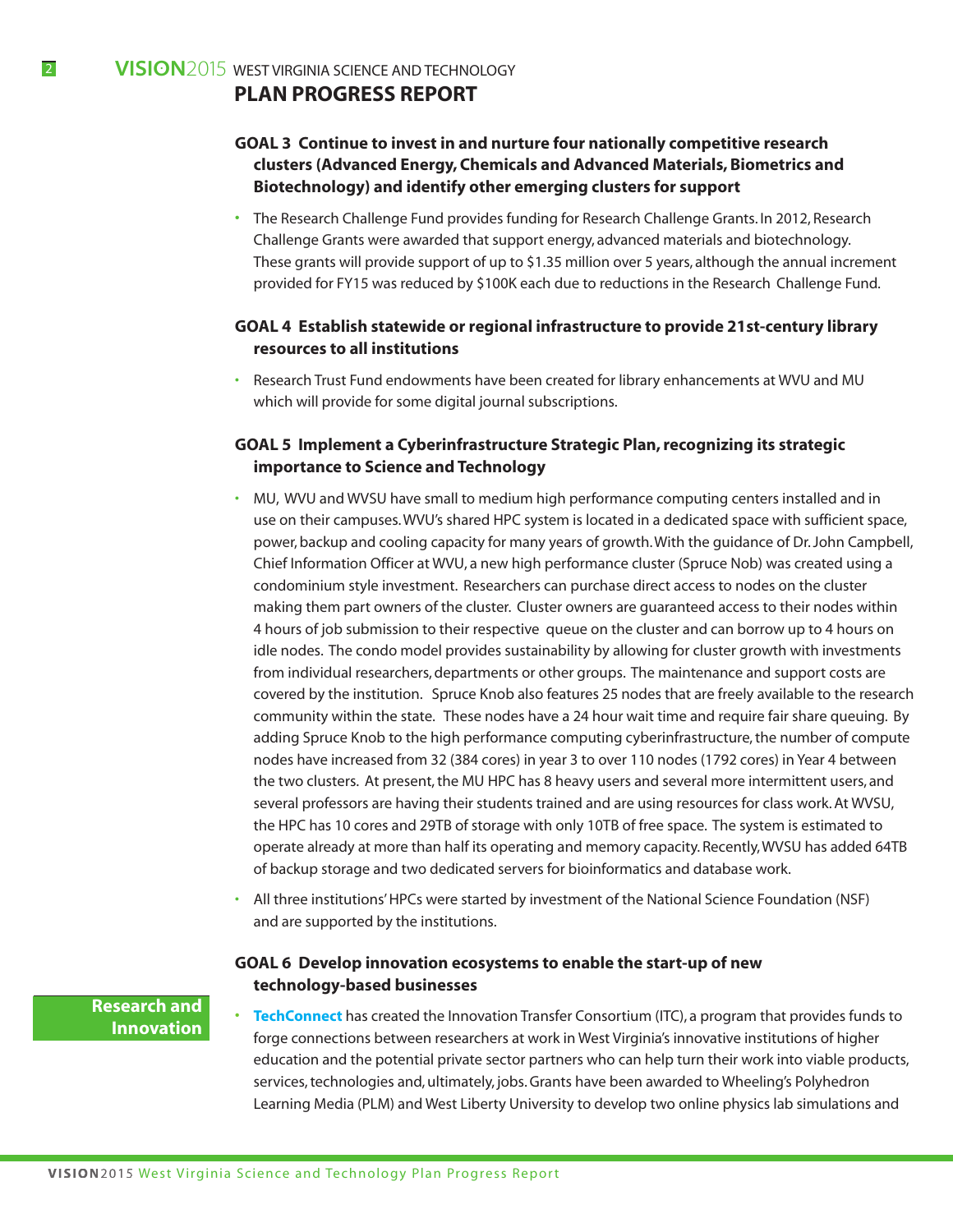## GOAL 3 Continue to invest in and nurture four nationally competitive research clusters (Advanced Energy, Chemicals and Advanced Materials, Biometrics and Biotechnology) and identify other emerging clusters for support

- The Research Challenge Fund provides funding for Research Challenge Grants. In 2012, Research Challenge Grants were awarded that support energy, advanced materials and biotechnology. These grants will provide support of up to $1.35 million over 5 years, although the annual increment provided for FY15 was reduced by $100K each due to reductions in the Research Challenge Fund.

## GOAL 4 Establish statewide or regional infrastructure to provide 21st-century library resources to all institutions

- Research Trust Fund endowments have been created for library enhancements at WVU and MU which will provide for some digital journal subscriptions.

## GOAL 5 Implement a Cyberinfrastructure Strategic Plan, recognizing its strategic importance to Science and Technology

- MU, WVU and WVSU have small to medium high performance computing centers installed and in use on their campuses. WVU's shared HPC system is located in a dedicated space with sufficient space, power, backup and cooling capacity for many years of growth. With the guidance of Dr. John Campbell, Chief Information Officer at WVU, a new high performance cluster (Spruce Nob) was created using a condominium style investment. Researchers can purchase direct access to nodes on the cluster making them part owners of the cluster. Cluster owners are guaranteed access to their nodes within 4 hours of job submission to their respective queue on the cluster and can borrow up to 4 hours on idle nodes. The condo model provides sustainability by allowing for cluster growth with investments from individual researchers, departments or other groups. The maintenance and support costs are covered by the institution. Spruce Knob also features 25 nodes that are freely available to the research community within the state. These nodes have a 24 hour wait time and require fair share queuing. By adding Spruce Knob to the high performance computing cyberinfrastructure, the number of compute nodes have increased from 32 (384 cores) in year 3 to over 110 nodes (1792 cores) in Year 4 between the two clusters. At present, the MU HPC has 8 heavy users and several more intermittent users, and several professors are having their students trained and are using resources for class work. At WVSU, the HPC has 10 cores and 29TB of storage with only 10TB of free space. The system is estimated to operate already at more than half its operating and memory capacity. Recently, WVSU has added 64TB of backup storage and two dedicated servers for bioinformatics and database work.
- All three institutions' HPCs were started by investment of the National Science Foundation (NSF) and are supported by the institutions.

## GOAL 6 Develop innovation ecosystems to enable the start-up of new technology-based businesses

**Research and Innovation**

- **TechConnect** has created the Innovation Transfer Consortium (ITC), a program that provides funds to forge connections between researchers at work in West Virginia's innovative institutions of higher education and the potential private sector partners who can help turn their work into viable products, services, technologies and, ultimately, jobs. Grants have been awarded to Wheeling's Polyhedron Learning Media (PLM) and West Liberty University to develop two online physics lab simulations and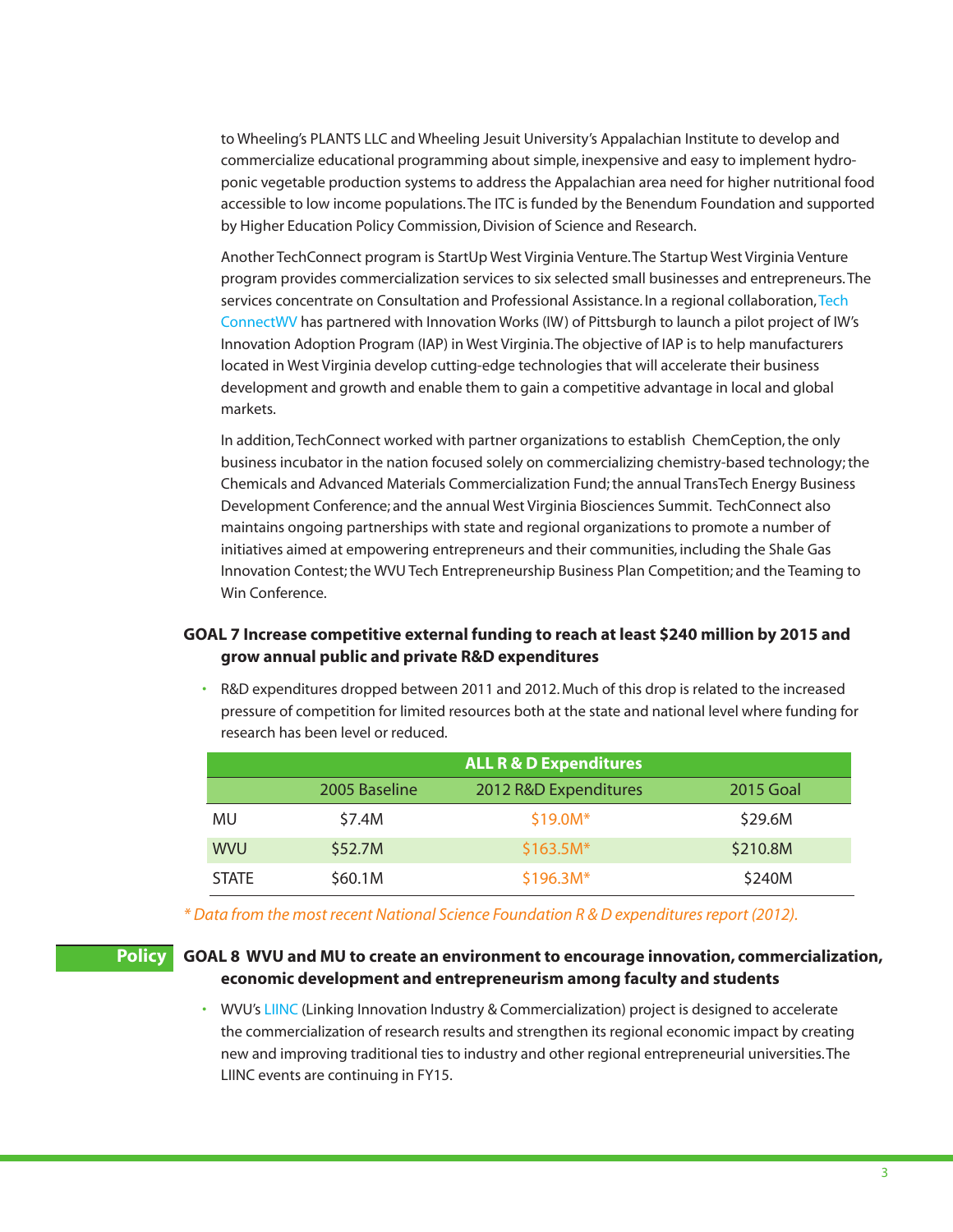to Wheeling's PLANTS LLC and Wheeling Jesuit University's Appalachian Institute to develop and commercialize educational programming about simple, inexpensive and easy to implement hydroponic vegetable production systems to address the Appalachian area need for higher nutritional food accessible to low income populations. The ITC is funded by the Benendum Foundation and supported by Higher Education Policy Commission, Division of Science and Research.

Another TechConnect program is StartUp West Virginia Venture. The Startup West Virginia Venture program provides commercialization services to six selected small businesses and entrepreneurs. The services concentrate on Consultation and Professional Assistance. In a regional collaboration, Tech ConnectWV has partnered with Innovation Works (IW) of Pittsburgh to launch a pilot project of IW's Innovation Adoption Program (IAP) in West Virginia. The objective of IAP is to help manufacturers located in West Virginia develop cutting-edge technologies that will accelerate their business development and growth and enable them to gain a competitive advantage in local and global markets.

In addition, TechConnect worked with partner organizations to establish ChemCeption, the only business incubator in the nation focused solely on commercializing chemistry-based technology; the Chemicals and Advanced Materials Commercialization Fund; the annual TransTech Energy Business Development Conference; and the annual West Virginia Biosciences Summit. TechConnect also maintains ongoing partnerships with state and regional organizations to promote a number of initiatives aimed at empowering entrepreneurs and their communities, including the Shale Gas Innovation Contest; the WVU Tech Entrepreneurship Business Plan Competition; and the Teaming to Win Conference.

### GOAL 7 Increase competitive external funding to reach at least $240 million by 2015 and grow annual public and private R&D expenditures

- R&D expenditures dropped between 2011 and 2012. Much of this drop is related to the increased pressure of competition for limited resources both at the state and national level where funding for research has been level or reduced.

| ALL R & D Expenditures | | | |
|---|---|---|---|
| | 2005 Baseline | 2012 R&D Expenditures | 2015 Goal |
| MU | $7.4M | $19.0M* | $29.6M |
| WVU | $52.7M | $163.5M* | $210.8M |
| STATE | $60.1M | $196.3M* | $240M |

*\* Data from the most recent National Science Foundation R & D expenditures report (2012).*

**Policy**

### GOAL 8 WVU and MU to create an environment to encourage innovation, commercialization, economic development and entrepreneurism among faculty and students

- WVU's LIINC (Linking Innovation Industry & Commercialization) project is designed to accelerate the commercialization of research results and strengthen its regional economic impact by creating new and improving traditional ties to industry and other regional entrepreneurial universities. The LIINC events are continuing in FY15.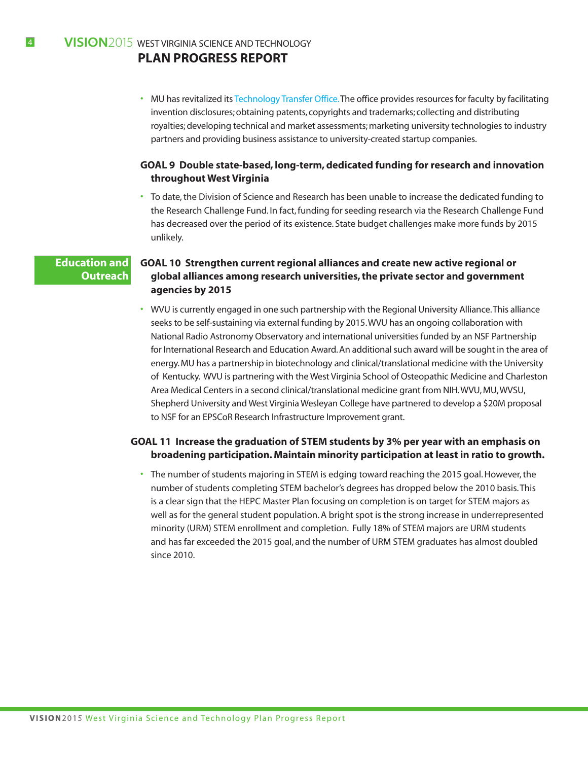- MU has revitalized its Technology Transfer Office. The office provides resources for faculty by facilitating invention disclosures; obtaining patents, copyrights and trademarks; collecting and distributing royalties; developing technical and market assessments; marketing university technologies to industry partners and providing business assistance to university-created startup companies.

### GOAL 9 Double state-based, long-term, dedicated funding for research and innovation throughout West Virginia

- To date, the Division of Science and Research has been unable to increase the dedicated funding to the Research Challenge Fund. In fact, funding for seeding research via the Research Challenge Fund has decreased over the period of its existence. State budget challenges make more funds by 2015 unlikely.

## Education and Outreach

### GOAL 10 Strengthen current regional alliances and create new active regional or global alliances among research universities, the private sector and government agencies by 2015

- WVU is currently engaged in one such partnership with the Regional University Alliance. This alliance seeks to be self-sustaining via external funding by 2015. WVU has an ongoing collaboration with National Radio Astronomy Observatory and international universities funded by an NSF Partnership for International Research and Education Award. An additional such award will be sought in the area of energy. MU has a partnership in biotechnology and clinical/translational medicine with the University of Kentucky. WVU is partnering with the West Virginia School of Osteopathic Medicine and Charleston Area Medical Centers in a second clinical/translational medicine grant from NIH. WVU, MU, WVSU, Shepherd University and West Virginia Wesleyan College have partnered to develop a $20M proposal to NSF for an EPSCoR Research Infrastructure Improvement grant.

### GOAL 11 Increase the graduation of STEM students by 3% per year with an emphasis on broadening participation. Maintain minority participation at least in ratio to growth.

- The number of students majoring in STEM is edging toward reaching the 2015 goal. However, the number of students completing STEM bachelor's degrees has dropped below the 2010 basis. This is a clear sign that the HEPC Master Plan focusing on completion is on target for STEM majors as well as for the general student population. A bright spot is the strong increase in underrepresented minority (URM) STEM enrollment and completion. Fully 18% of STEM majors are URM students and has far exceeded the 2015 goal, and the number of URM STEM graduates has almost doubled since 2010.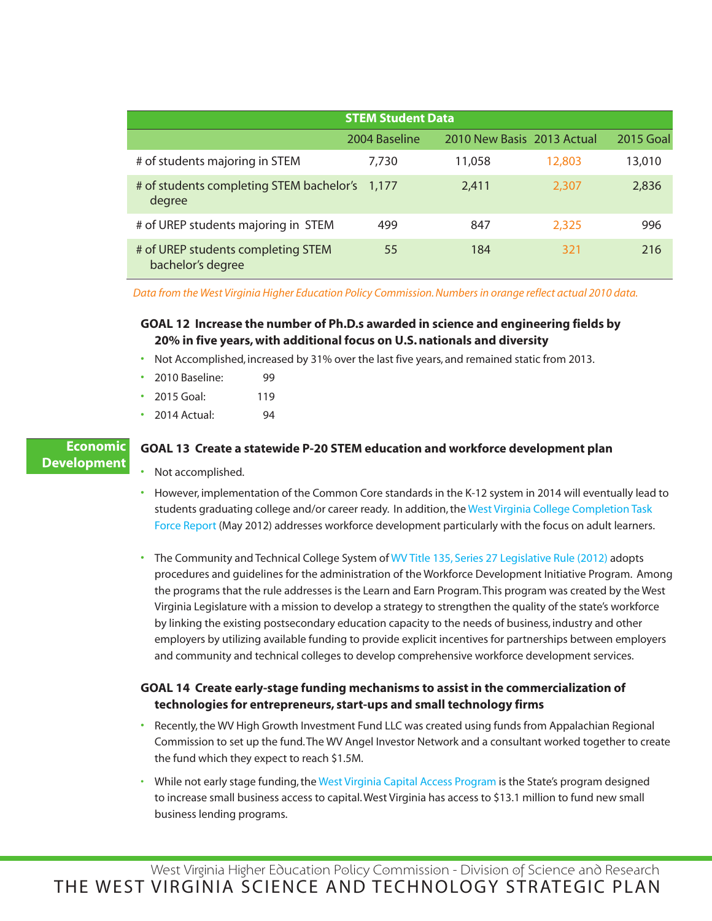| STEM Student Data | | | | |
|---|---|---|---|---|
| | 2004 Baseline | 2010 New Basis | 2013 Actual | 2015 Goal |
| # of students majoring in STEM | 7,730 | 11,058 | 12,803 | 13,010 |
| # of students completing STEM bachelor's degree | 1,177 | 2,411 | 2,307 | 2,836 |
| # of UREP students majoring in STEM | 499 | 847 | 2,325 | 996 |
| # of UREP students completing STEM bachelor's degree | 55 | 184 | 321 | 216 |

*Data from the West Virginia Higher Education Policy Commission. Numbers in orange reflect actual 2010 data.*

**GOAL 12 Increase the number of Ph.D.s awarded in science and engineering fields by 20% in five years, with additional focus on U.S. nationals and diversity**

- Not Accomplished, increased by 31% over the last five years, and remained static from 2013.
- 2010 Baseline: 99
- 2015 Goal: 119
- 2014 Actual: 94

**Economic Development**

**GOAL 13 Create a statewide P-20 STEM education and workforce development plan**

- Not accomplished.
- However, implementation of the Common Core standards in the K-12 system in 2014 will eventually lead to students graduating college and/or career ready. In addition, the West Virginia College Completion Task Force Report (May 2012) addresses workforce development particularly with the focus on adult learners.
- The Community and Technical College System of WV Title 135, Series 27 Legislative Rule (2012) adopts procedures and guidelines for the administration of the Workforce Development Initiative Program. Among the programs that the rule addresses is the Learn and Earn Program. This program was created by the West Virginia Legislature with a mission to develop a strategy to strengthen the quality of the state's workforce by linking the existing postsecondary education capacity to the needs of business, industry and other employers by utilizing available funding to provide explicit incentives for partnerships between employers and community and technical colleges to develop comprehensive workforce development services.

**GOAL 14 Create early-stage funding mechanisms to assist in the commercialization of technologies for entrepreneurs, start-ups and small technology firms**

- Recently, the WV High Growth Investment Fund LLC was created using funds from Appalachian Regional Commission to set up the fund. The WV Angel Investor Network and a consultant worked together to create the fund which they expect to reach $1.5M.
- While not early stage funding, the West Virginia Capital Access Program is the State's program designed to increase small business access to capital. West Virginia has access to $13.1 million to fund new small business lending programs.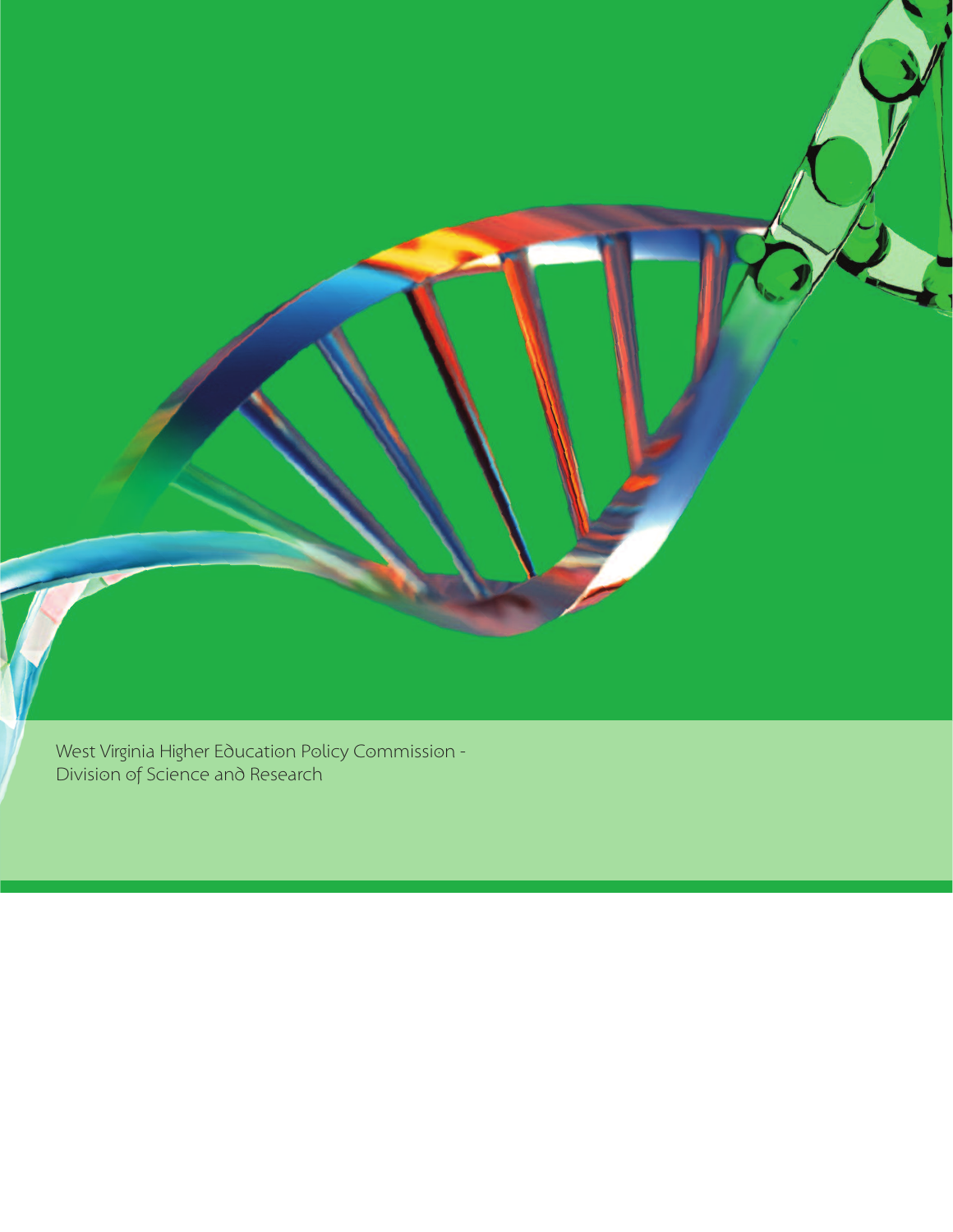West Virginia Higher Education Policy Commission -
Division of Science and Research